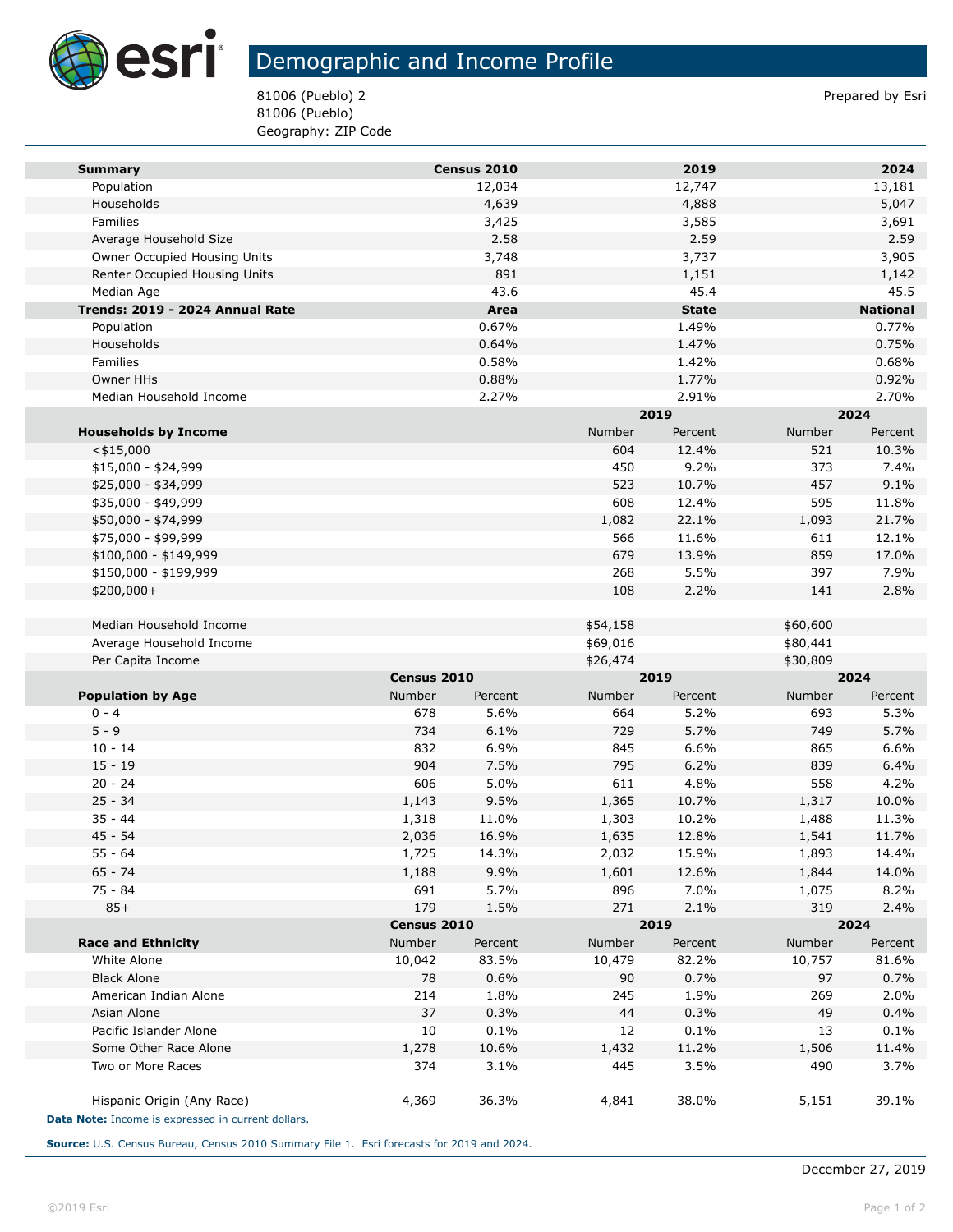# Demographic and Income Profile

81006 (Pueblo) 2
81006 (Pueblo)
Geography: ZIP Code

Prepared by Esri

| Summary | Census 2010 | 2019 | 2024 |
|---|---|---|---|
| Population | 12,034 | 12,747 | 13,181 |
| Households | 4,639 | 4,888 | 5,047 |
| Families | 3,425 | 3,585 | 3,691 |
| Average Household Size | 2.58 | 2.59 | 2.59 |
| Owner Occupied Housing Units | 3,748 | 3,737 | 3,905 |
| Renter Occupied Housing Units | 891 | 1,151 | 1,142 |
| Median Age | 43.6 | 45.4 | 45.5 |

| Trends: 2019 - 2024 Annual Rate | Area | State | National |
|---|---|---|---|
| Population | 0.67% | 1.49% | 0.77% |
| Households | 0.64% | 1.47% | 0.75% |
| Families | 0.58% | 1.42% | 0.68% |
| Owner HHs | 0.88% | 1.77% | 0.92% |
| Median Household Income | 2.27% | 2.91% | 2.70% |

| | 2019 | | 2024 | |
|---|---|---|---|---|
| Households by Income | Number | Percent | Number | Percent |
| <$15,000 | 604 | 12.4% | 521 | 10.3% |
| $15,000 - $24,999 | 450 | 9.2% | 373 | 7.4% |
| $25,000 - $34,999 | 523 | 10.7% | 457 | 9.1% |
| $35,000 - $49,999 | 608 | 12.4% | 595 | 11.8% |
| $50,000 - $74,999 | 1,082 | 22.1% | 1,093 | 21.7% |
| $75,000 - $99,999 | 566 | 11.6% | 611 | 12.1% |
| $100,000 - $149,999 | 679 | 13.9% | 859 | 17.0% |
| $150,000 - $199,999 | 268 | 5.5% | 397 | 7.9% |
| $200,000+ | 108 | 2.2% | 141 | 2.8% |
| | | | | |
| Median Household Income | $54,158 | | $60,600 | |
| Average Household Income | $69,016 | | $80,441 | |
| Per Capita Income | $26,474 | | $30,809 | |

| | Census 2010 | | 2019 | | 2024 | |
|---|---|---|---|---|---|---|
| Population by Age | Number | Percent | Number | Percent | Number | Percent |
| 0 - 4 | 678 | 5.6% | 664 | 5.2% | 693 | 5.3% |
| 5 - 9 | 734 | 6.1% | 729 | 5.7% | 749 | 5.7% |
| 10 - 14 | 832 | 6.9% | 845 | 6.6% | 865 | 6.6% |
| 15 - 19 | 904 | 7.5% | 795 | 6.2% | 839 | 6.4% |
| 20 - 24 | 606 | 5.0% | 611 | 4.8% | 558 | 4.2% |
| 25 - 34 | 1,143 | 9.5% | 1,365 | 10.7% | 1,317 | 10.0% |
| 35 - 44 | 1,318 | 11.0% | 1,303 | 10.2% | 1,488 | 11.3% |
| 45 - 54 | 2,036 | 16.9% | 1,635 | 12.8% | 1,541 | 11.7% |
| 55 - 64 | 1,725 | 14.3% | 2,032 | 15.9% | 1,893 | 14.4% |
| 65 - 74 | 1,188 | 9.9% | 1,601 | 12.6% | 1,844 | 14.0% |
| 75 - 84 | 691 | 5.7% | 896 | 7.0% | 1,075 | 8.2% |
| 85+ | 179 | 1.5% | 271 | 2.1% | 319 | 2.4% |

| | Census 2010 | | 2019 | | 2024 | |
|---|---|---|---|---|---|---|
| Race and Ethnicity | Number | Percent | Number | Percent | Number | Percent |
| White Alone | 10,042 | 83.5% | 10,479 | 82.2% | 10,757 | 81.6% |
| Black Alone | 78 | 0.6% | 90 | 0.7% | 97 | 0.7% |
| American Indian Alone | 214 | 1.8% | 245 | 1.9% | 269 | 2.0% |
| Asian Alone | 37 | 0.3% | 44 | 0.3% | 49 | 0.4% |
| Pacific Islander Alone | 10 | 0.1% | 12 | 0.1% | 13 | 0.1% |
| Some Other Race Alone | 1,278 | 10.6% | 1,432 | 11.2% | 1,506 | 11.4% |
| Two or More Races | 374 | 3.1% | 445 | 3.5% | 490 | 3.7% |
| | | | | | | |
| Hispanic Origin (Any Race) | 4,369 | 36.3% | 4,841 | 38.0% | 5,151 | 39.1% |

**Data Note:** Income is expressed in current dollars.

**Source:** U.S. Census Bureau, Census 2010 Summary File 1. Esri forecasts for 2019 and 2024.

December 27, 2019

©2019 Esri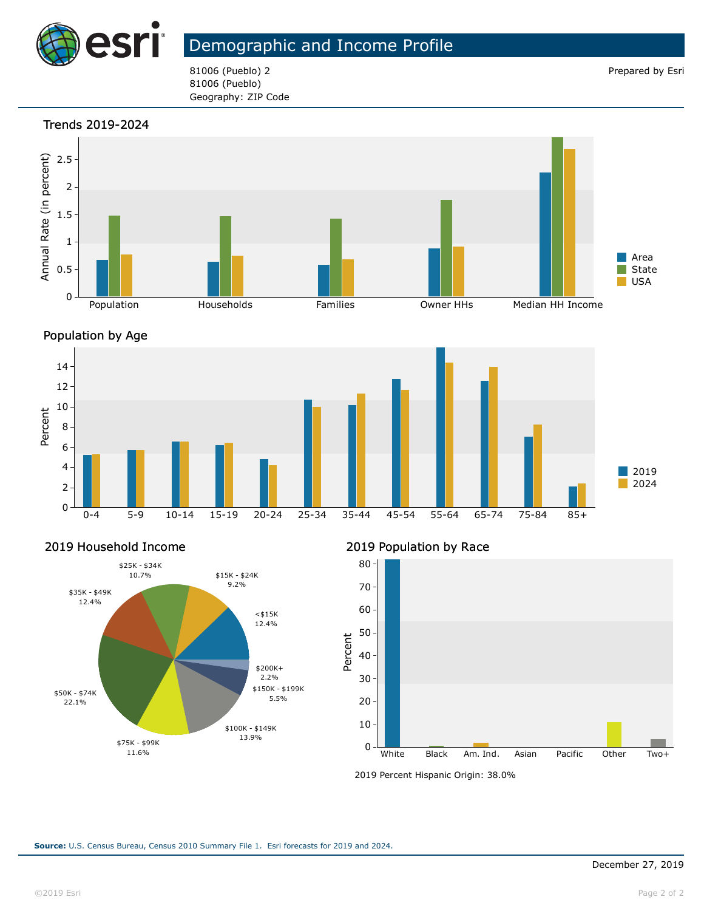# Demographic and Income Profile

81006 (Pueblo) 2
81006 (Pueblo)
Geography: ZIP Code

Prepared by Esri

## Trends 2019-2024

Annual Rate (in percent)

0
0.5
1
1.5
2
2.5

Population
Households
Families
Owner HHs
Median HH Income

Area
State
USA

## Population by Age

Percent

0
2
4
6
8
10
12
14

0-4
5-9
10-14
15-19
20-24
25-34
35-44
45-54
55-64
65-74
75-84
85+

2019
2024

## 2019 Household Income

$25K - $34K
10.7%

$15K - $24K
9.2%

$35K - $49K
12.4%

<$15K
12.4%

$200K+
2.2%

$150K - $199K
5.5%

$50K - $74K
22.1%

$100K - $149K
13.9%

$75K - $99K
11.6%

## 2019 Population by Race

Percent

0
10
20
30
40
50
60
70
80

White
Black
Am. Ind.
Asian
Pacific
Other
Two+

2019 Percent Hispanic Origin: 38.0%

**Source:** U.S. Census Bureau, Census 2010 Summary File 1. Esri forecasts for 2019 and 2024.

December 27, 2019

©2019 Esri